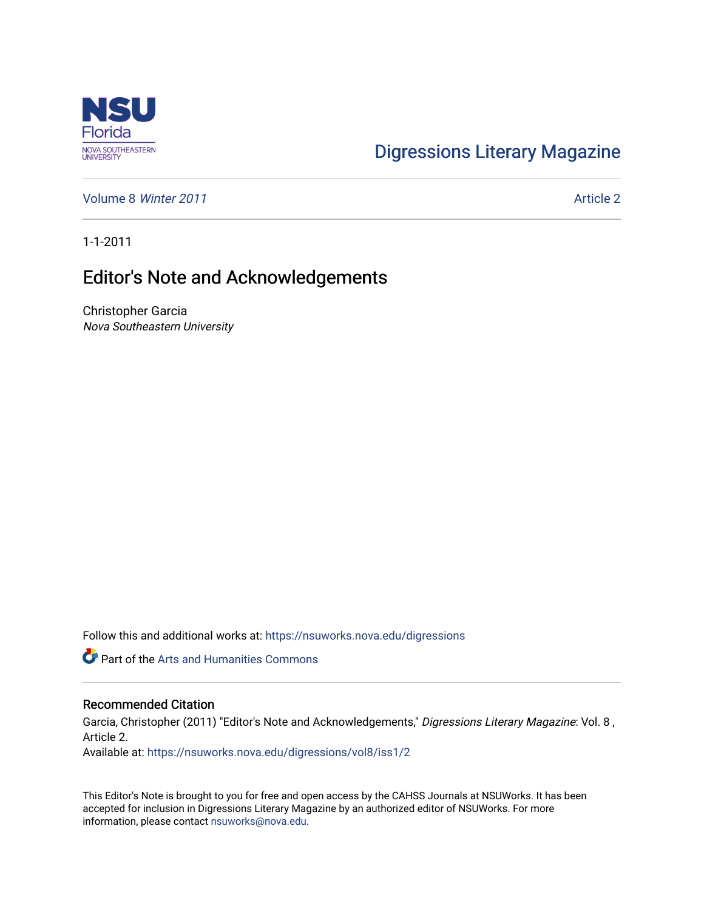NSU Florida
NOVA SOUTHEASTERN UNIVERSITY

Digressions Literary Magazine

Volume 8 *Winter 2011*

Article 2

1-1-2011

# Editor's Note and Acknowledgements

Christopher Garcia
*Nova Southeastern University*

Follow this and additional works at: https://nsuworks.nova.edu/digressions

Part of the Arts and Humanities Commons

## Recommended Citation

Garcia, Christopher (2011) "Editor's Note and Acknowledgements," *Digressions Literary Magazine*: Vol. 8 , Article 2.
Available at: https://nsuworks.nova.edu/digressions/vol8/iss1/2

This Editor's Note is brought to you for free and open access by the CAHSS Journals at NSUWorks. It has been accepted for inclusion in Digressions Literary Magazine by an authorized editor of NSUWorks. For more information, please contact nsuworks@nova.edu.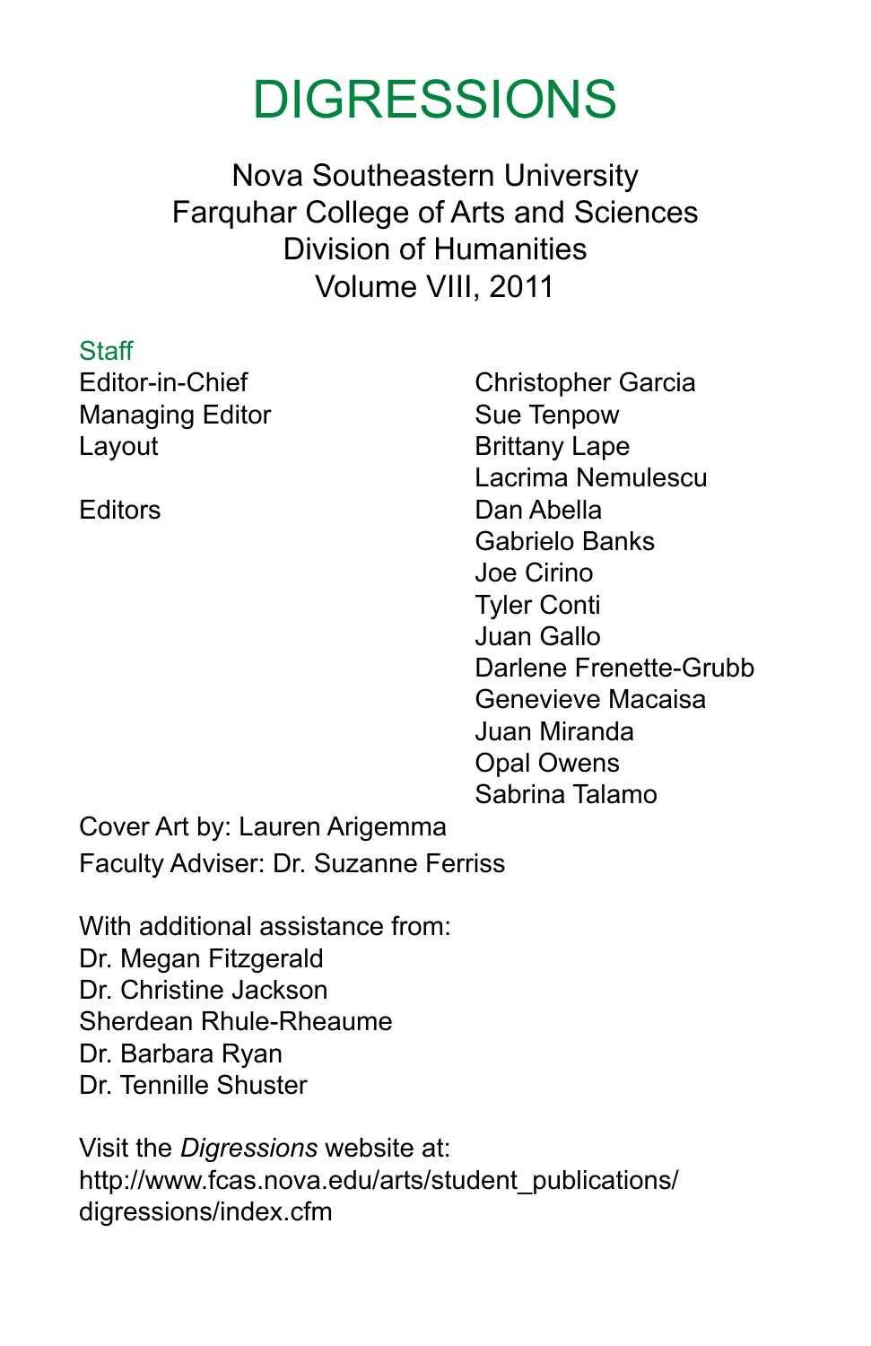# DIGRESSIONS

Nova Southeastern University
Farquhar College of Arts and Sciences
Division of Humanities
Volume VIII, 2011

## Staff

| | |
|---|---|
| Editor-in-Chief | Christopher Garcia |
| Managing Editor | Sue Tenpow |
| Layout | Brittany Lape |
| | Lacrima Nemulescu |
| Editors | Dan Abella |
| | Gabrielo Banks |
| | Joe Cirino |
| | Tyler Conti |
| | Juan Gallo |
| | Darlene Frenette-Grubb |
| | Genevieve Macaisa |
| | Juan Miranda |
| | Opal Owens |
| | Sabrina Talamo |

Cover Art by: Lauren Arigemma

Faculty Adviser: Dr. Suzanne Ferriss

With additional assistance from:
Dr. Megan Fitzgerald
Dr. Christine Jackson
Sherdean Rhule-Rheaume
Dr. Barbara Ryan
Dr. Tennille Shuster

Visit the *Digressions* website at:
http://www.fcas.nova.edu/arts/student_publications/digressions/index.cfm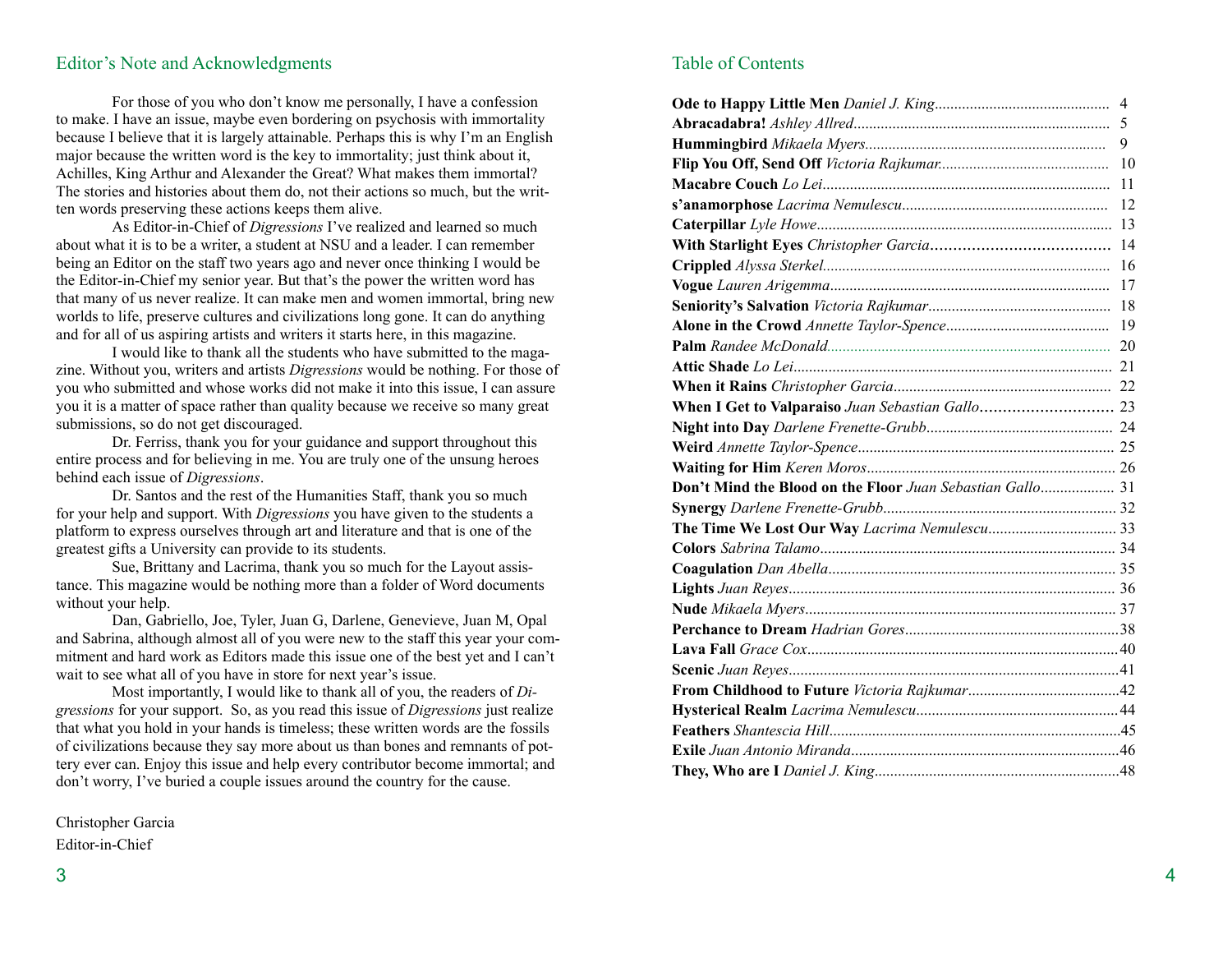## Editor's Note and Acknowledgments

For those of you who don't know me personally, I have a confession to make. I have an issue, maybe even bordering on psychosis with immortality because I believe that it is largely attainable. Perhaps this is why I'm an English major because the written word is the key to immortality; just think about it, Achilles, King Arthur and Alexander the Great? What makes them immortal? The stories and histories about them do, not their actions so much, but the written words preserving these actions keeps them alive.

As Editor-in-Chief of *Digressions* I've realized and learned so much about what it is to be a writer, a student at NSU and a leader. I can remember being an Editor on the staff two years ago and never once thinking I would be the Editor-in-Chief my senior year. But that's the power the written word has that many of us never realize. It can make men and women immortal, bring new worlds to life, preserve cultures and civilizations long gone. It can do anything and for all of us aspiring artists and writers it starts here, in this magazine.

I would like to thank all the students who have submitted to the magazine. Without you, writers and artists *Digressions* would be nothing. For those of you who submitted and whose works did not make it into this issue, I can assure you it is a matter of space rather than quality because we receive so many great submissions, so do not get discouraged.

Dr. Ferriss, thank you for your guidance and support throughout this entire process and for believing in me. You are truly one of the unsung heroes behind each issue of *Digressions*.

Dr. Santos and the rest of the Humanities Staff, thank you so much for your help and support. With *Digressions* you have given to the students a platform to express ourselves through art and literature and that is one of the greatest gifts a University can provide to its students.

Sue, Brittany and Lacrima, thank you so much for the Layout assistance. This magazine would be nothing more than a folder of Word documents without your help.

Dan, Gabriello, Joe, Tyler, Juan G, Darlene, Genevieve, Juan M, Opal and Sabrina, although almost all of you were new to the staff this year your commitment and hard work as Editors made this issue one of the best yet and I can't wait to see what all of you have in store for next year's issue.

Most importantly, I would like to thank all of you, the readers of *Digressions* for your support. So, as you read this issue of *Digressions* just realize that what you hold in your hands is timeless; these written words are the fossils of civilizations because they say more about us than bones and remnants of pottery ever can. Enjoy this issue and help every contributor become immortal; and don't worry, I've buried a couple issues around the country for the cause.

Christopher Garcia
Editor-in-Chief

## Table of Contents

**Ode to Happy Little Men** *Daniel J. King* .......... 4
**Abracadabra!** *Ashley Allred* .......... 5
**Hummingbird** *Mikaela Myers* .......... 9
**Flip You Off, Send Off** *Victoria Rajkumar* .......... 10
**Macabre Couch** *Lo Lei* .......... 11
**s'anamorphose** *Lacrima Nemulescu* .......... 12
**Caterpillar** *Lyle Howe* .......... 13
**With Starlight Eyes** *Christopher Garcia* .......... 14
**Crippled** *Alyssa Sterkel* .......... 16
**Vogue** *Lauren Arigemma* .......... 17
**Seniority's Salvation** *Victoria Rajkumar* .......... 18
**Alone in the Crowd** *Annette Taylor-Spence* .......... 19
**Palm** *Randee McDonald* .......... 20
**Attic Shade** *Lo Lei* .......... 21
**When it Rains** *Christopher Garcia* .......... 22
**When I Get to Valparaiso** *Juan Sebastian Gallo* .......... 23
**Night into Day** *Darlene Frenette-Grubb* .......... 24
**Weird** *Annette Taylor-Spence* .......... 25
**Waiting for Him** *Keren Moros* .......... 26
**Don't Mind the Blood on the Floor** *Juan Sebastian Gallo* .......... 31
**Synergy** *Darlene Frenette-Grubb* .......... 32
**The Time We Lost Our Way** *Lacrima Nemulescu* .......... 33
**Colors** *Sabrina Talamo* .......... 34
**Coagulation** *Dan Abella* .......... 35
**Lights** *Juan Reyes* .......... 36
**Nude** *Mikaela Myers* .......... 37
**Perchance to Dream** *Hadrian Gores* .......... 38
**Lava Fall** *Grace Cox* .......... 40
**Scenic** *Juan Reyes* .......... 41
**From Childhood to Future** *Victoria Rajkumar* .......... 42
**Hysterical Realm** *Lacrima Nemulescu* .......... 44
**Feathers** *Shantescia Hill* .......... 45
**Exile** *Juan Antonio Miranda* .......... 46
**They, Who are I** *Daniel J. King* .......... 48